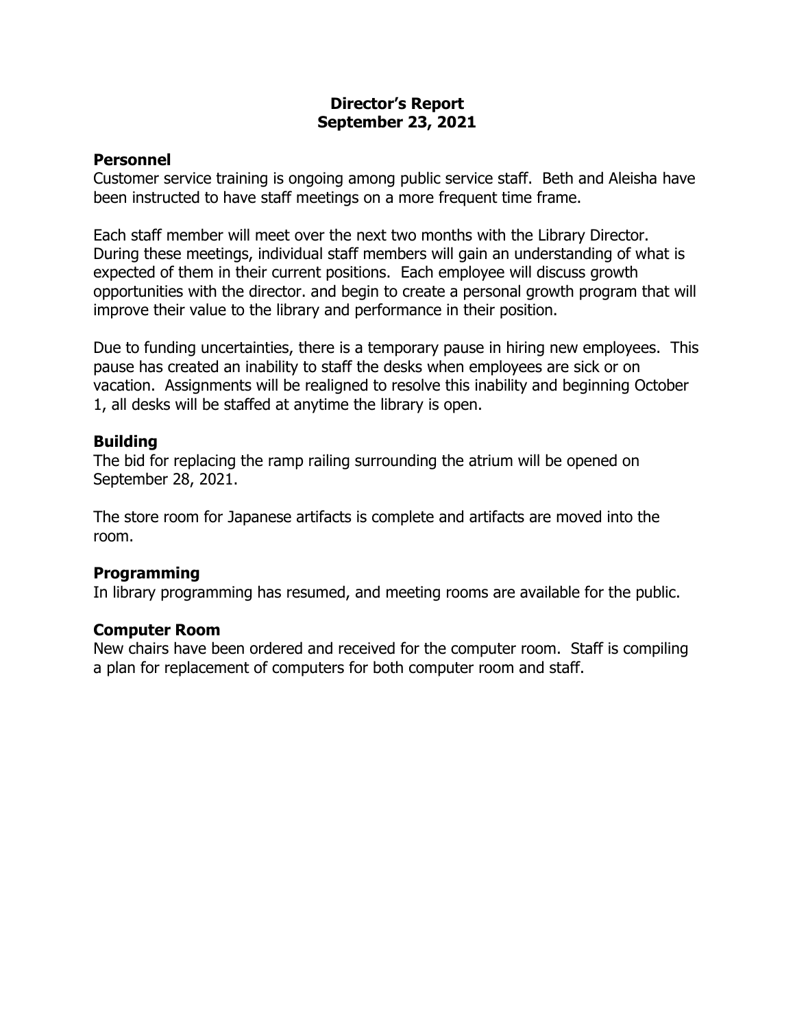# Director's Report
# September 23, 2021

## Personnel

Customer service training is ongoing among public service staff. Beth and Aleisha have been instructed to have staff meetings on a more frequent time frame.

Each staff member will meet over the next two months with the Library Director. During these meetings, individual staff members will gain an understanding of what is expected of them in their current positions. Each employee will discuss growth opportunities with the director. and begin to create a personal growth program that will improve their value to the library and performance in their position.

Due to funding uncertainties, there is a temporary pause in hiring new employees. This pause has created an inability to staff the desks when employees are sick or on vacation. Assignments will be realigned to resolve this inability and beginning October 1, all desks will be staffed at anytime the library is open.

## Building

The bid for replacing the ramp railing surrounding the atrium will be opened on September 28, 2021.

The store room for Japanese artifacts is complete and artifacts are moved into the room.

## Programming

In library programming has resumed, and meeting rooms are available for the public.

## Computer Room

New chairs have been ordered and received for the computer room. Staff is compiling a plan for replacement of computers for both computer room and staff.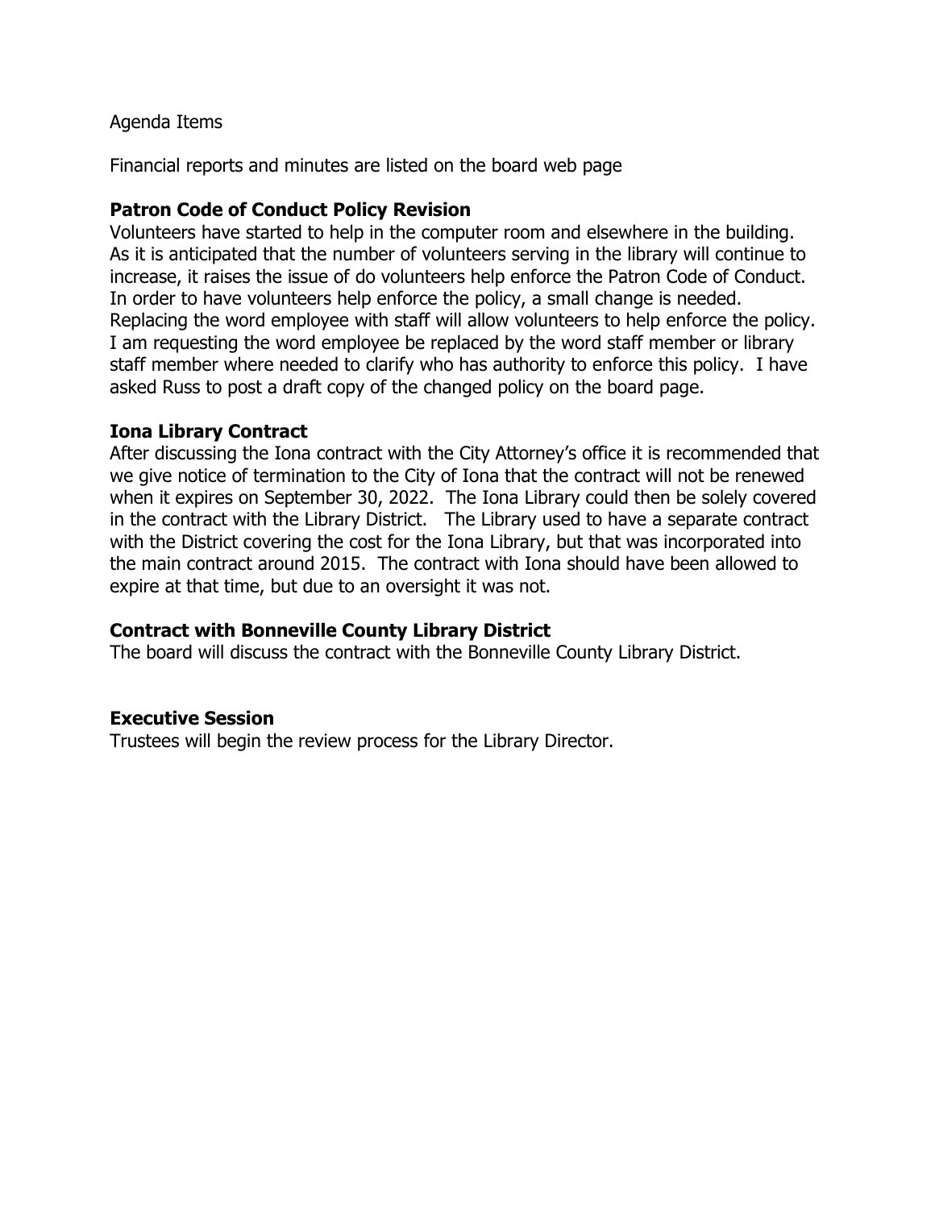Agenda Items

Financial reports and minutes are listed on the board web page

**Patron Code of Conduct Policy Revision**
Volunteers have started to help in the computer room and elsewhere in the building. As it is anticipated that the number of volunteers serving in the library will continue to increase, it raises the issue of do volunteers help enforce the Patron Code of Conduct. In order to have volunteers help enforce the policy, a small change is needed. Replacing the word employee with staff will allow volunteers to help enforce the policy. I am requesting the word employee be replaced by the word staff member or library staff member where needed to clarify who has authority to enforce this policy. I have asked Russ to post a draft copy of the changed policy on the board page.

**Iona Library Contract**
After discussing the Iona contract with the City Attorney's office it is recommended that we give notice of termination to the City of Iona that the contract will not be renewed when it expires on September 30, 2022. The Iona Library could then be solely covered in the contract with the Library District. The Library used to have a separate contract with the District covering the cost for the Iona Library, but that was incorporated into the main contract around 2015. The contract with Iona should have been allowed to expire at that time, but due to an oversight it was not.

**Contract with Bonneville County Library District**
The board will discuss the contract with the Bonneville County Library District.

**Executive Session**
Trustees will begin the review process for the Library Director.